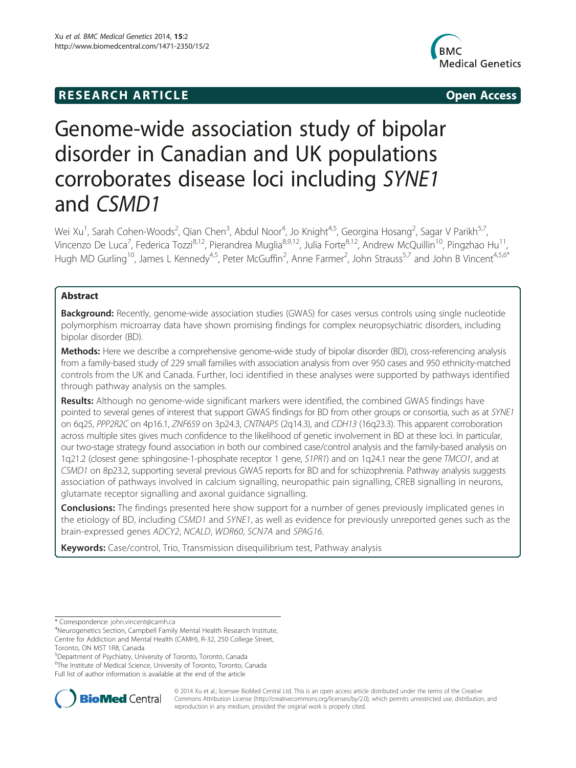RESEARCH ARTICLE Open Access

# Genome-wide association study of bipolar disorder in Canadian and UK populations corroborates disease loci including *SYNE1* and *CSMD1*

Wei Xu[1], Sarah Cohen-Woods[2], Qian Chen[3], Abdul Noor[4], Jo Knight[4,5], Georgina Hosang[2], Sagar V Parikh[5,7], Vincenzo De Luca[7], Federica Tozzi[8,12], Pierandrea Muglia[8,9,12], Julia Forte[8,12], Andrew McQuillin[10], Pingzhao Hu[11], Hugh MD Gurling[10], James L Kennedy[4,5], Peter McGuffin[2], Anne Farmer[2], John Strauss[5,7] and John B Vincent[4,5,6*]

## Abstract

**Background:** Recently, genome-wide association studies (GWAS) for cases versus controls using single nucleotide polymorphism microarray data have shown promising findings for complex neuropsychiatric disorders, including bipolar disorder (BD).

**Methods:** Here we describe a comprehensive genome-wide study of bipolar disorder (BD), cross-referencing analysis from a family-based study of 229 small families with association analysis from over 950 cases and 950 ethnicity-matched controls from the UK and Canada. Further, loci identified in these analyses were supported by pathways identified through pathway analysis on the samples.

**Results:** Although no genome-wide significant markers were identified, the combined GWAS findings have pointed to several genes of interest that support GWAS findings for BD from other groups or consortia, such as at *SYNE1* on 6q25, *PPP2R2C* on 4p16.1, *ZNF659* on 3p24.3, *CNTNAP5* (2q14.3), and *CDH13* (16q23.3). This apparent corroboration across multiple sites gives much confidence to the likelihood of genetic involvement in BD at these loci. In particular, our two-stage strategy found association in both our combined case/control analysis and the family-based analysis on 1q21.2 (closest gene: sphingosine-1-phosphate receptor 1 gene, *S1PR1*) and on 1q24.1 near the gene *TMCO1*, and at *CSMD1* on 8p23.2, supporting several previous GWAS reports for BD and for schizophrenia. Pathway analysis suggests association of pathways involved in calcium signalling, neuropathic pain signalling, CREB signalling in neurons, glutamate receptor signalling and axonal guidance signalling.

**Conclusions:** The findings presented here show support for a number of genes previously implicated genes in the etiology of BD, including *CSMD1* and *SYNE1*, as well as evidence for previously unreported genes such as the brain-expressed genes *ADCY2*, *NCALD*, *WDR60*, *SCN7A* and *SPAG16*.

**Keywords:** Case/control, Trio, Transmission disequilibrium test, Pathway analysis

---

\* Correspondence: john.vincent@camh.ca

[4]Neurogenetics Section, Campbell Family Mental Health Research Institute, Centre for Addiction and Mental Health (CAMH), R-32, 250 College Street, Toronto, ON M5T 1R8, Canada

[5]Department of Psychiatry, University of Toronto, Toronto, Canada

[6]The Institute of Medical Science, University of Toronto, Toronto, Canada

Full list of author information is available at the end of the article

© 2014 Xu et al.; licensee BioMed Central Ltd. This is an open access article distributed under the terms of the Creative Commons Attribution License (http://creativecommons.org/licenses/by/2.0), which permits unrestricted use, distribution, and reproduction in any medium, provided the original work is properly cited.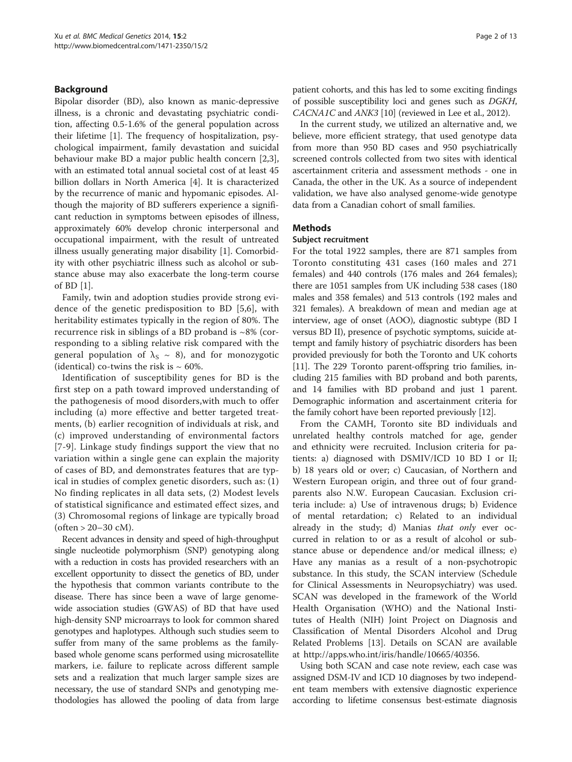## Background

Bipolar disorder (BD), also known as manic-depressive illness, is a chronic and devastating psychiatric condition, affecting 0.5-1.6% of the general population across their lifetime [1]. The frequency of hospitalization, psychological impairment, family devastation and suicidal behaviour make BD a major public health concern [2,3], with an estimated total annual societal cost of at least 45 billion dollars in North America [4]. It is characterized by the recurrence of manic and hypomanic episodes. Although the majority of BD sufferers experience a significant reduction in symptoms between episodes of illness, approximately 60% develop chronic interpersonal and occupational impairment, with the result of untreated illness usually generating major disability [1]. Comorbidity with other psychiatric illness such as alcohol or substance abuse may also exacerbate the long-term course of BD [1].

Family, twin and adoption studies provide strong evidence of the genetic predisposition to BD [5,6], with heritability estimates typically in the region of 80%. The recurrence risk in siblings of a BD proband is ~8% (corresponding to a sibling relative risk compared with the general population of $\lambda_S \sim 8$), and for monozygotic (identical) co-twins the risk is ~ 60%.

Identification of susceptibility genes for BD is the first step on a path toward improved understanding of the pathogenesis of mood disorders,with much to offer including (a) more effective and better targeted treatments, (b) earlier recognition of individuals at risk, and (c) improved understanding of environmental factors [7-9]. Linkage study findings support the view that no variation within a single gene can explain the majority of cases of BD, and demonstrates features that are typical in studies of complex genetic disorders, such as: (1) No finding replicates in all data sets, (2) Modest levels of statistical significance and estimated effect sizes, and (3) Chromosomal regions of linkage are typically broad (often > 20–30 cM).

Recent advances in density and speed of high-throughput single nucleotide polymorphism (SNP) genotyping along with a reduction in costs has provided researchers with an excellent opportunity to dissect the genetics of BD, under the hypothesis that common variants contribute to the disease. There has since been a wave of large genome-wide association studies (GWAS) of BD that have used high-density SNP microarrays to look for common shared genotypes and haplotypes. Although such studies seem to suffer from many of the same problems as the family-based whole genome scans performed using microsatellite markers, i.e. failure to replicate across different sample sets and a realization that much larger sample sizes are necessary, the use of standard SNPs and genotyping methodologies has allowed the pooling of data from large patient cohorts, and this has led to some exciting findings of possible susceptibility loci and genes such as *DGKH*, *CACNA1C* and *ANK3* [10] (reviewed in Lee et al., 2012).

In the current study, we utilized an alternative and, we believe, more efficient strategy, that used genotype data from more than 950 BD cases and 950 psychiatrically screened controls collected from two sites with identical ascertainment criteria and assessment methods - one in Canada, the other in the UK. As a source of independent validation, we have also analysed genome-wide genotype data from a Canadian cohort of small families.

## Methods

### Subject recruitment

For the total 1922 samples, there are 871 samples from Toronto constituting 431 cases (160 males and 271 females) and 440 controls (176 males and 264 females); there are 1051 samples from UK including 538 cases (180 males and 358 females) and 513 controls (192 males and 321 females). A breakdown of mean and median age at interview, age of onset (AOO), diagnostic subtype (BD I versus BD II), presence of psychotic symptoms, suicide attempt and family history of psychiatric disorders has been provided previously for both the Toronto and UK cohorts [11]. The 229 Toronto parent-offspring trio families, including 215 families with BD proband and both parents, and 14 families with BD proband and just 1 parent. Demographic information and ascertainment criteria for the family cohort have been reported previously [12].

From the CAMH, Toronto site BD individuals and unrelated healthy controls matched for age, gender and ethnicity were recruited. Inclusion criteria for patients: a) diagnosed with DSMIV/ICD 10 BD I or II; b) 18 years old or over; c) Caucasian, of Northern and Western European origin, and three out of four grandparents also N.W. European Caucasian. Exclusion criteria include: a) Use of intravenous drugs; b) Evidence of mental retardation; c) Related to an individual already in the study; d) Manias *that only* ever occurred in relation to or as a result of alcohol or substance abuse or dependence and/or medical illness; e) Have any manias as a result of a non-psychotropic substance. In this study, the SCAN interview (Schedule for Clinical Assessments in Neuropsychiatry) was used. SCAN was developed in the framework of the World Health Organisation (WHO) and the National Institutes of Health (NIH) Joint Project on Diagnosis and Classification of Mental Disorders Alcohol and Drug Related Problems [13]. Details on SCAN are available at http://apps.who.int/iris/handle/10665/40356.

Using both SCAN and case note review, each case was assigned DSM-IV and ICD 10 diagnoses by two independent team members with extensive diagnostic experience according to lifetime consensus best-estimate diagnosis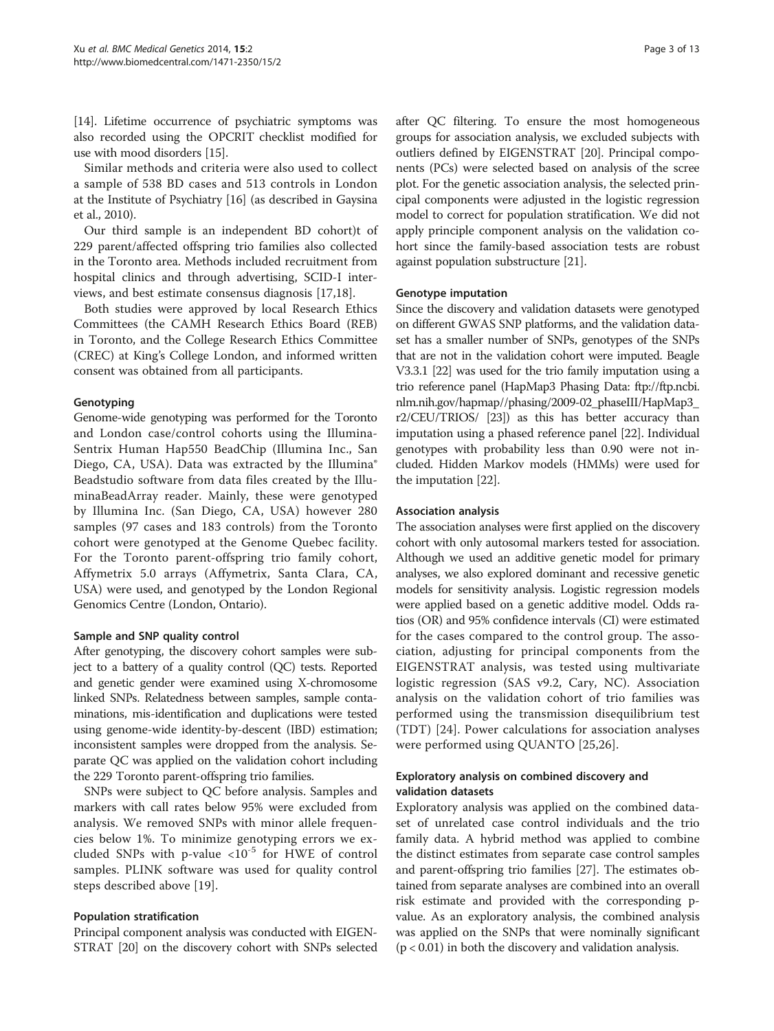[14]. Lifetime occurrence of psychiatric symptoms was also recorded using the OPCRIT checklist modified for use with mood disorders [15].

Similar methods and criteria were also used to collect a sample of 538 BD cases and 513 controls in London at the Institute of Psychiatry [16] (as described in Gaysina et al., 2010).

Our third sample is an independent BD cohort)t of 229 parent/affected offspring trio families also collected in the Toronto area. Methods included recruitment from hospital clinics and through advertising, SCID-I interviews, and best estimate consensus diagnosis [17,18].

Both studies were approved by local Research Ethics Committees (the CAMH Research Ethics Board (REB) in Toronto, and the College Research Ethics Committee (CREC) at King's College London, and informed written consent was obtained from all participants.

### Genotyping

Genome-wide genotyping was performed for the Toronto and London case/control cohorts using the Illumina-Sentrix Human Hap550 BeadChip (Illumina Inc., San Diego, CA, USA). Data was extracted by the Illumina® Beadstudio software from data files created by the IlluminaBeadArray reader. Mainly, these were genotyped by Illumina Inc. (San Diego, CA, USA) however 280 samples (97 cases and 183 controls) from the Toronto cohort were genotyped at the Genome Quebec facility. For the Toronto parent-offspring trio family cohort, Affymetrix 5.0 arrays (Affymetrix, Santa Clara, CA, USA) were used, and genotyped by the London Regional Genomics Centre (London, Ontario).

### Sample and SNP quality control

After genotyping, the discovery cohort samples were subject to a battery of a quality control (QC) tests. Reported and genetic gender were examined using X-chromosome linked SNPs. Relatedness between samples, sample contaminations, mis-identification and duplications were tested using genome-wide identity-by-descent (IBD) estimation; inconsistent samples were dropped from the analysis. Separate QC was applied on the validation cohort including the 229 Toronto parent-offspring trio families.

SNPs were subject to QC before analysis. Samples and markers with call rates below 95% were excluded from analysis. We removed SNPs with minor allele frequencies below 1%. To minimize genotyping errors we excluded SNPs with p-value $<10^{-5}$ for HWE of control samples. PLINK software was used for quality control steps described above [19].

### Population stratification

Principal component analysis was conducted with EIGENSTRAT [20] on the discovery cohort with SNPs selected after QC filtering. To ensure the most homogeneous groups for association analysis, we excluded subjects with outliers defined by EIGENSTRAT [20]. Principal components (PCs) were selected based on analysis of the scree plot. For the genetic association analysis, the selected principal components were adjusted in the logistic regression model to correct for population stratification. We did not apply principle component analysis on the validation cohort since the family-based association tests are robust against population substructure [21].

### Genotype imputation

Since the discovery and validation datasets were genotyped on different GWAS SNP platforms, and the validation dataset has a smaller number of SNPs, genotypes of the SNPs that are not in the validation cohort were imputed. Beagle V3.3.1 [22] was used for the trio family imputation using a trio reference panel (HapMap3 Phasing Data: ftp://ftp.ncbi.nlm.nih.gov/hapmap//phasing/2009-02_phaseIII/HapMap3_r2/CEU/TRIOS/ [23]) as this has better accuracy than imputation using a phased reference panel [22]. Individual genotypes with probability less than 0.90 were not included. Hidden Markov models (HMMs) were used for the imputation [22].

### Association analysis

The association analyses were first applied on the discovery cohort with only autosomal markers tested for association. Although we used an additive genetic model for primary analyses, we also explored dominant and recessive genetic models for sensitivity analysis. Logistic regression models were applied based on a genetic additive model. Odds ratios (OR) and 95% confidence intervals (CI) were estimated for the cases compared to the control group. The association, adjusting for principal components from the EIGENSTRAT analysis, was tested using multivariate logistic regression (SAS v9.2, Cary, NC). Association analysis on the validation cohort of trio families was performed using the transmission disequilibrium test (TDT) [24]. Power calculations for association analyses were performed using QUANTO [25,26].

### Exploratory analysis on combined discovery and validation datasets

Exploratory analysis was applied on the combined dataset of unrelated case control individuals and the trio family data. A hybrid method was applied to combine the distinct estimates from separate case control samples and parent-offspring trio families [27]. The estimates obtained from separate analyses are combined into an overall risk estimate and provided with the corresponding p-value. As an exploratory analysis, the combined analysis was applied on the SNPs that were nominally significant ($p < 0.01$) in both the discovery and validation analysis.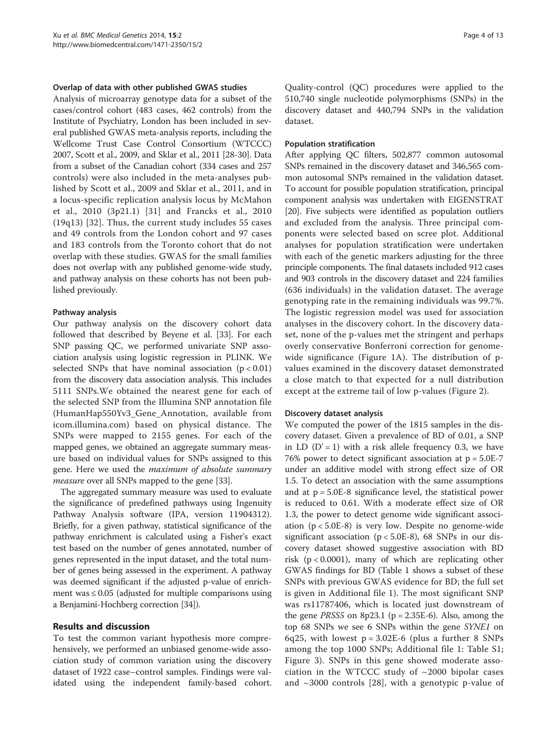#### Overlap of data with other published GWAS studies

Analysis of microarray genotype data for a subset of the cases/control cohort (483 cases, 462 controls) from the Institute of Psychiatry, London has been included in several published GWAS meta-analysis reports, including the Wellcome Trust Case Control Consortium (WTCCC) 2007, Scott et al., 2009, and Sklar et al., 2011 [28-30]. Data from a subset of the Canadian cohort (334 cases and 257 controls) were also included in the meta-analyses published by Scott et al., 2009 and Sklar et al., 2011, and in a locus-specific replication analysis locus by McMahon et al., 2010 (3p21.1) [31] and Francks et al., 2010 (19q13) [32]. Thus, the current study includes 55 cases and 49 controls from the London cohort and 97 cases and 183 controls from the Toronto cohort that do not overlap with these studies. GWAS for the small families does not overlap with any published genome-wide study, and pathway analysis on these cohorts has not been published previously.

#### Pathway analysis

Our pathway analysis on the discovery cohort data followed that described by Beyene et al. [33]. For each SNP passing QC, we performed univariate SNP association analysis using logistic regression in PLINK. We selected SNPs that have nominal association ($p < 0.01$) from the discovery data association analysis. This includes 5111 SNPs.We obtained the nearest gene for each of the selected SNP from the Illumina SNP annotation file (HumanHap550Yv3_Gene_Annotation, available from icom.illumina.com) based on physical distance. The SNPs were mapped to 2155 genes. For each of the mapped genes, we obtained an aggregate summary measure based on individual values for SNPs assigned to this gene. Here we used the *maximum of absolute summary measure* over all SNPs mapped to the gene [33].

The aggregated summary measure was used to evaluate the significance of predefined pathways using Ingenuity Pathway Analysis software (IPA, version 11904312). Briefly, for a given pathway, statistical significance of the pathway enrichment is calculated using a Fisher's exact test based on the number of genes annotated, number of genes represented in the input dataset, and the total number of genes being assessed in the experiment. A pathway was deemed significant if the adjusted p-value of enrichment was ≤ 0.05 (adjusted for multiple comparisons using a Benjamini-Hochberg correction [34]).

## Results and discussion

To test the common variant hypothesis more comprehensively, we performed an unbiased genome-wide association study of common variation using the discovery dataset of 1922 case–control samples. Findings were validated using the independent family-based cohort. Quality-control (QC) procedures were applied to the 510,740 single nucleotide polymorphisms (SNPs) in the discovery dataset and 440,794 SNPs in the validation dataset.

#### Population stratification

After applying QC filters, 502,877 common autosomal SNPs remained in the discovery dataset and 346,565 common autosomal SNPs remained in the validation dataset. To account for possible population stratification, principal component analysis was undertaken with EIGENSTRAT [20]. Five subjects were identified as population outliers and excluded from the analysis. Three principal components were selected based on scree plot. Additional analyses for population stratification were undertaken with each of the genetic markers adjusting for the three principle components. The final datasets included 912 cases and 903 controls in the discovery dataset and 224 families (636 individuals) in the validation dataset. The average genotyping rate in the remaining individuals was 99.7%. The logistic regression model was used for association analyses in the discovery cohort. In the discovery dataset, none of the p-values met the stringent and perhaps overly conservative Bonferroni correction for genome-wide significance (Figure 1A). The distribution of p-values examined in the discovery dataset demonstrated a close match to that expected for a null distribution except at the extreme tail of low p-values (Figure 2).

#### Discovery dataset analysis

We computed the power of the 1815 samples in the discovery dataset. Given a prevalence of BD of 0.01, a SNP in LD ($D' = 1$) with a risk allele frequency 0.3, we have 76% power to detect significant association at p = 5.0E-7 under an additive model with strong effect size of OR 1.5. To detect an association with the same assumptions and at p = 5.0E-8 significance level, the statistical power is reduced to 0.61. With a moderate effect size of OR 1.3, the power to detect genome wide significant association ($p < 5.0E\text{-}8$) is very low. Despite no genome-wide significant association ($p < 5.0E\text{-}8$), 68 SNPs in our discovery dataset showed suggestive association with BD risk ($p < 0.0001$), many of which are replicating other GWAS findings for BD (Table 1 shows a subset of these SNPs with previous GWAS evidence for BD; the full set is given in Additional file 1). The most significant SNP was rs11787406, which is located just downstream of the gene *PRSS5* on 8p23.1 (p = 2.35E-6). Also, among the top 68 SNPs we see 6 SNPs within the gene *SYNE1* on 6q25, with lowest p = 3.02E-6 (plus a further 8 SNPs among the top 1000 SNPs; Additional file 1: Table S1; Figure 3). SNPs in this gene showed moderate association in the WTCCC study of ~2000 bipolar cases and ~3000 controls [28], with a genotypic p-value of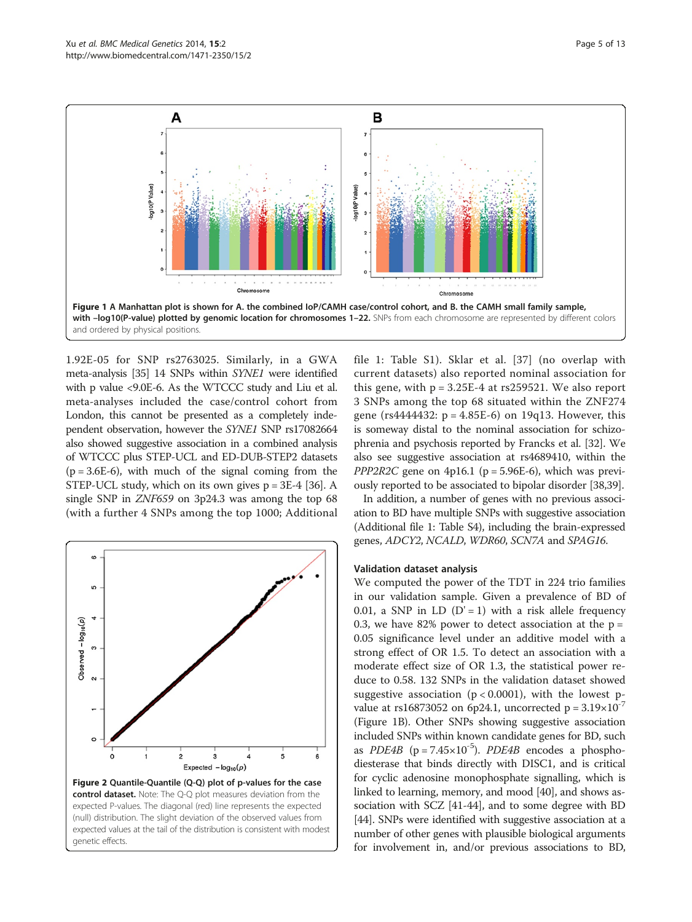**Figure 1 A Manhattan plot is shown for A. the combined IoP/CAMH case/control cohort, and B. the CAMH small family sample, with –log10(P-value) plotted by genomic location for chromosomes 1–22.** SNPs from each chromosome are represented by different colors and ordered by physical positions.

1.92E-05 for SNP rs2763025. Similarly, in a GWA meta-analysis [35] 14 SNPs within *SYNE1* were identified with p value <9.0E-6. As the WTCCC study and Liu et al. meta-analyses included the case/control cohort from London, this cannot be presented as a completely independent observation, however the *SYNE1* SNP rs17082664 also showed suggestive association in a combined analysis of WTCCC plus STEP-UCL and ED-DUB-STEP2 datasets (p = 3.6E-6), with much of the signal coming from the STEP-UCL study, which on its own gives p = 3E-4 [36]. A single SNP in *ZNF659* on 3p24.3 was among the top 68 (with a further 4 SNPs among the top 1000; Additional file 1: Table S1). Sklar et al. [37] (no overlap with current datasets) also reported nominal association for this gene, with p = 3.25E-4 at rs259521. We also report 3 SNPs among the top 68 situated within the ZNF274 gene (rs4444432: p = 4.85E-6) on 19q13. However, this is someway distal to the nominal association for schizophrenia and psychosis reported by Francks et al. [32]. We also see suggestive association at rs4689410, within the *PPP2R2C* gene on 4p16.1 (p = 5.96E-6), which was previously reported to be associated to bipolar disorder [38,39].

In addition, a number of genes with no previous association to BD have multiple SNPs with suggestive association (Additional file 1: Table S4), including the brain-expressed genes, *ADCY2*, *NCALD*, *WDR60*, *SCN7A* and *SPAG16*.

**Figure 2 Quantile-Quantile (Q-Q) plot of p-values for the case control dataset.** Note: The Q-Q plot measures deviation from the expected P-values. The diagonal (red) line represents the expected (null) distribution. The slight deviation of the observed values from expected values at the tail of the distribution is consistent with modest genetic effects.

### Validation dataset analysis

We computed the power of the TDT in 224 trio families in our validation sample. Given a prevalence of BD of 0.01, a SNP in LD (D' = 1) with a risk allele frequency 0.3, we have 82% power to detect association at the p = 0.05 significance level under an additive model with a strong effect of OR 1.5. To detect an association with a moderate effect size of OR 1.3, the statistical power reduce to 0.58. 132 SNPs in the validation dataset showed suggestive association ($p < 0.0001$), with the lowest p-value at rs16873052 on 6p24.1, uncorrected $p = 3.19 \times 10^{-7}$ (Figure 1B). Other SNPs showing suggestive association included SNPs within known candidate genes for BD, such as *PDE4B* ($p = 7.45 \times 10^{-5}$). *PDE4B* encodes a phosphodiesterase that binds directly with DISC1, and is critical for cyclic adenosine monophosphate signalling, which is linked to learning, memory, and mood [40], and shows association with SCZ [41-44], and to some degree with BD [44]. SNPs were identified with suggestive association at a number of other genes with plausible biological arguments for involvement in, and/or previous associations to BD,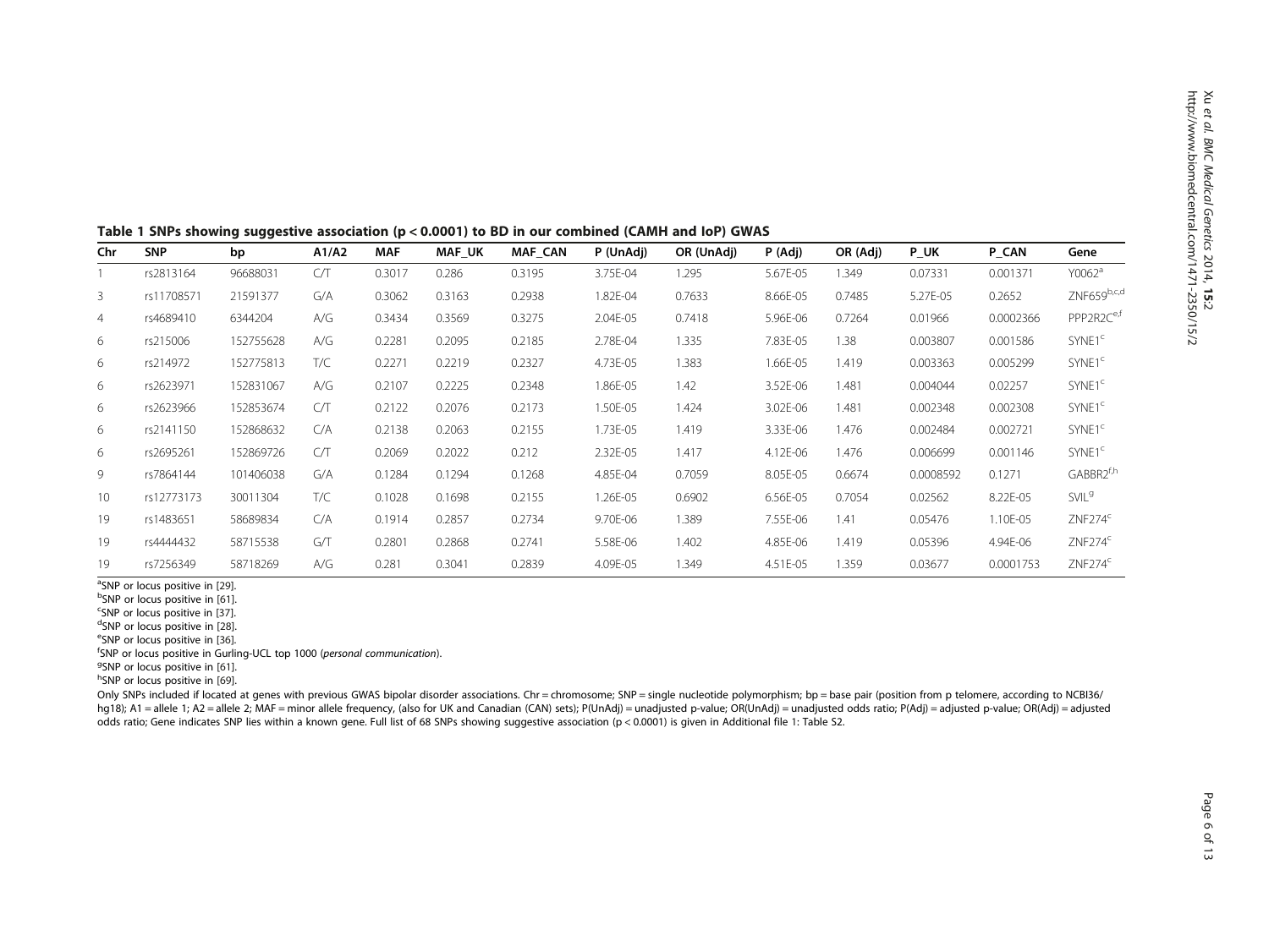**Table 1 SNPs showing suggestive association ($p < 0.0001$) to BD in our combined (CAMH and IoP) GWAS**

| Chr | SNP | bp | A1/A2 | MAF | MAF_UK | MAF_CAN | P (UnAdj) | OR (UnAdj) | P (Adj) | OR (Adj) | P_UK | P_CAN | Gene |
|---|---|---|---|---|---|---|---|---|---|---|---|---|---|
| 1 | rs2813164 | 96688031 | C/T | 0.3017 | 0.286 | 0.3195 | 3.75E-04 | 1.295 | 5.67E-05 | 1.349 | 0.07331 | 0.001371 | Y0062[a] |
| 3 | rs11708571 | 21591377 | G/A | 0.3062 | 0.3163 | 0.2938 | 1.82E-04 | 0.7633 | 8.66E-05 | 0.7485 | 5.27E-05 | 0.2652 | ZNF659[b,c,d] |
| 4 | rs4689410 | 6344204 | A/G | 0.3434 | 0.3569 | 0.3275 | 2.04E-05 | 0.7418 | 5.96E-06 | 0.7264 | 0.01966 | 0.0002366 | PPP2R2C[e,f] |
| 6 | rs215006 | 152755628 | A/G | 0.2281 | 0.2095 | 0.2185 | 2.78E-04 | 1.335 | 7.83E-05 | 1.38 | 0.003807 | 0.001586 | SYNE1[c] |
| 6 | rs214972 | 152775813 | T/C | 0.2271 | 0.2219 | 0.2327 | 4.73E-05 | 1.383 | 1.66E-05 | 1.419 | 0.003363 | 0.005299 | SYNE1[c] |
| 6 | rs2623971 | 152831067 | A/G | 0.2107 | 0.2225 | 0.2348 | 1.86E-05 | 1.42 | 3.52E-06 | 1.481 | 0.004044 | 0.02257 | SYNE1[c] |
| 6 | rs2623966 | 152853674 | C/T | 0.2122 | 0.2076 | 0.2173 | 1.50E-05 | 1.424 | 3.02E-06 | 1.481 | 0.002348 | 0.002308 | SYNE1[c] |
| 6 | rs2141150 | 152868632 | C/A | 0.2138 | 0.2063 | 0.2155 | 1.73E-05 | 1.419 | 3.33E-06 | 1.476 | 0.002484 | 0.002721 | SYNE1[c] |
| 6 | rs2695261 | 152869726 | C/T | 0.2069 | 0.2022 | 0.212 | 2.32E-05 | 1.417 | 4.12E-06 | 1.476 | 0.006699 | 0.001146 | SYNE1[c] |
| 9 | rs7864144 | 101406038 | G/A | 0.1284 | 0.1294 | 0.1268 | 4.85E-04 | 0.7059 | 8.05E-05 | 0.6674 | 0.0008592 | 0.1271 | GABBR2[f,h] |
| 10 | rs12773173 | 30011304 | T/C | 0.1028 | 0.1698 | 0.2155 | 1.26E-05 | 0.6902 | 6.56E-05 | 0.7054 | 0.02562 | 8.22E-05 | SVIL[g] |
| 19 | rs1483651 | 58689834 | C/A | 0.1914 | 0.2857 | 0.2734 | 9.70E-06 | 1.389 | 7.55E-06 | 1.41 | 0.05476 | 1.10E-05 | ZNF274[c] |
| 19 | rs4444432 | 58715538 | G/T | 0.2801 | 0.2868 | 0.2741 | 5.58E-06 | 1.402 | 4.85E-06 | 1.419 | 0.05396 | 4.94E-06 | ZNF274[c] |
| 19 | rs7256349 | 58718269 | A/G | 0.281 | 0.3041 | 0.2839 | 4.09E-05 | 1.349 | 4.51E-05 | 1.359 | 0.03677 | 0.0001753 | ZNF274[c] |

[a]SNP or locus positive in [29].
[b]SNP or locus positive in [61].
[c]SNP or locus positive in [37].
[d]SNP or locus positive in [28].
[e]SNP or locus positive in [36].
[f]SNP or locus positive in Gurling-UCL top 1000 (*personal communication*).
[g]SNP or locus positive in [61].
[h]SNP or locus positive in [69].

Only SNPs included if located at genes with previous GWAS bipolar disorder associations. Chr = chromosome; SNP = single nucleotide polymorphism; bp = base pair (position from p telomere, according to NCBI36/hg18); A1 = allele 1; A2 = allele 2; MAF = minor allele frequency, (also for UK and Canadian (CAN) sets); P(UnAdj) = unadjusted p-value; OR(UnAdj) = unadjusted odds ratio; P(Adj) = adjusted p-value; OR(Adj) = adjusted odds ratio; Gene indicates SNP lies within a known gene. Full list of 68 SNPs showing suggestive association ($p < 0.0001$) is given in Additional file 1: Table S2.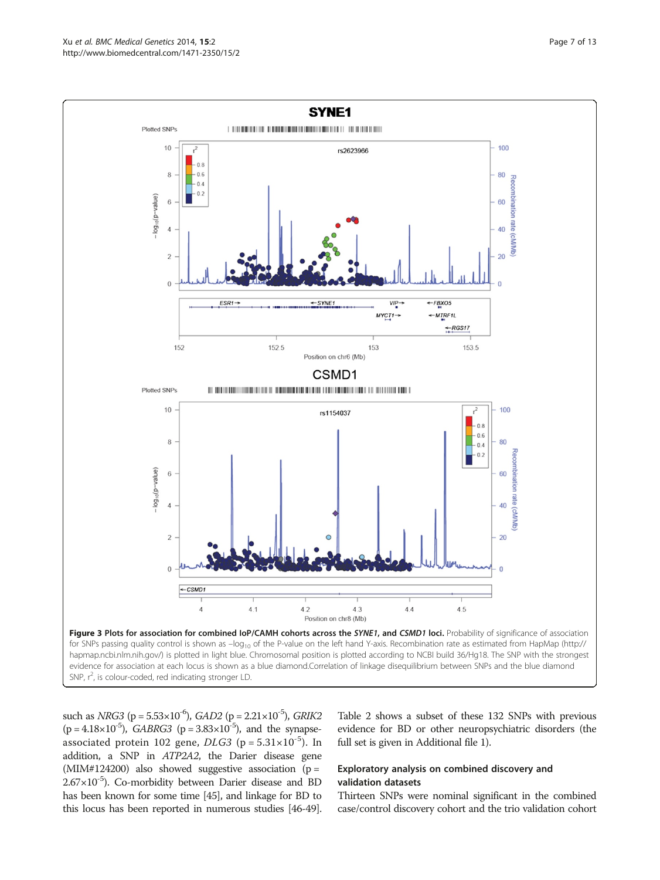**Figure 3 Plots for association for combined IoP/CAMH cohorts across the *SYNE1*, and *CSMD1* loci.** Probability of significance of association for SNPs passing quality control is shown as $-\log_{10}$ of the P-value on the left hand Y-axis. Recombination rate as estimated from HapMap (http://hapmap.ncbi.nlm.nih.gov/) is plotted in light blue. Chromosomal position is plotted according to NCBI build 36/Hg18. The SNP with the strongest evidence for association at each locus is shown as a blue diamond.Correlation of linkage disequilibrium between SNPs and the blue diamond SNP, $r^2$, is colour-coded, red indicating stronger LD.

such as *NRG3* ($p = 5.53\times10^{-6}$), *GAD2* ($p = 2.21\times10^{-5}$), *GRIK2* ($p = 4.18\times10^{-5}$), *GABRG3* ($p = 3.83\times10^{-5}$), and the synapse-associated protein 102 gene, *DLG3* ($p = 5.31\times10^{-5}$). In addition, a SNP in *ATP2A2*, the Darier disease gene (MIM#124200) also showed suggestive association ($p = 2.67\times10^{-5}$). Co-morbidity between Darier disease and BD has been known for some time [45], and linkage for BD to this locus has been reported in numerous studies [46-49]. Table 2 shows a subset of these 132 SNPs with previous evidence for BD or other neuropsychiatric disorders (the full set is given in Additional file 1).

### Exploratory analysis on combined discovery and validation datasets

Thirteen SNPs were nominal significant in the combined case/control discovery cohort and the trio validation cohort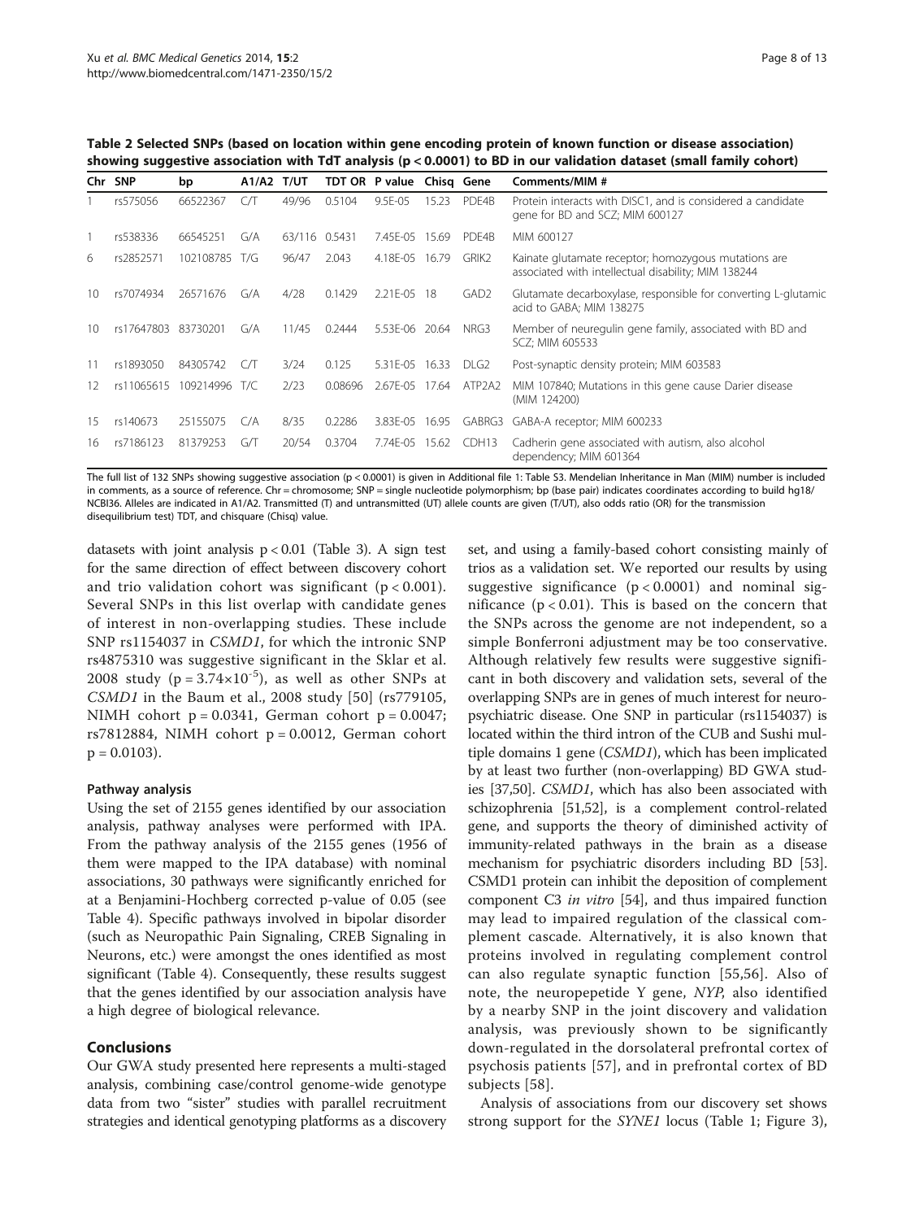**Table 2 Selected SNPs (based on location within gene encoding protein of known function or disease association) showing suggestive association with TdT analysis (p < 0.0001) to BD in our validation dataset (small family cohort)**

| Chr | SNP | bp | A1/A2 | T/UT | TDT OR | P value | Chisq | Gene | Comments/MIM # |
|---|---|---|---|---|---|---|---|---|---|
| 1 | rs575056 | 66522367 | C/T | 49/96 | 0.5104 | 9.5E-05 | 15.23 | PDE4B | Protein interacts with DISC1, and is considered a candidate gene for BD and SCZ; MIM 600127 |
| 1 | rs538336 | 66545251 | G/A | 63/116 | 0.5431 | 7.45E-05 | 15.69 | PDE4B | MIM 600127 |
| 6 | rs2852571 | 102108785 | T/G | 96/47 | 2.043 | 4.18E-05 | 16.79 | GRIK2 | Kainate glutamate receptor; homozygous mutations are associated with intellectual disability; MIM 138244 |
| 10 | rs7074934 | 26571676 | G/A | 4/28 | 0.1429 | 2.21E-05 | 18 | GAD2 | Glutamate decarboxylase, responsible for converting L-glutamic acid to GABA; MIM 138275 |
| 10 | rs17647803 | 83730201 | G/A | 11/45 | 0.2444 | 5.53E-06 | 20.64 | NRG3 | Member of neuregulin gene family, associated with BD and SCZ; MIM 605533 |
| 11 | rs1893050 | 84305742 | C/T | 3/24 | 0.125 | 5.31E-05 | 16.33 | DLG2 | Post-synaptic density protein; MIM 603583 |
| 12 | rs11065615 | 109214996 | T/C | 2/23 | 0.08696 | 2.67E-05 | 17.64 | ATP2A2 | MIM 107840; Mutations in this gene cause Darier disease (MIM 124200) |
| 15 | rs140673 | 25155075 | C/A | 8/35 | 0.2286 | 3.83E-05 | 16.95 | GABRG3 | GABA-A receptor; MIM 600233 |
| 16 | rs7186123 | 81379253 | G/T | 20/54 | 0.3704 | 7.74E-05 | 15.62 | CDH13 | Cadherin gene associated with autism, also alcohol dependency; MIM 601364 |

The full list of 132 SNPs showing suggestive association (p < 0.0001) is given in Additional file 1: Table S3. Mendelian Inheritance in Man (MIM) number is included in comments, as a source of reference. Chr = chromosome; SNP = single nucleotide polymorphism; bp (base pair) indicates coordinates according to build hg18/NCBI36. Alleles are indicated in A1/A2. Transmitted (T) and untransmitted (UT) allele counts are given (T/UT), also odds ratio (OR) for the transmission disequilibrium test) TDT, and chisquare (Chisq) value.

datasets with joint analysis p < 0.01 (Table 3). A sign test for the same direction of effect between discovery cohort and trio validation cohort was significant (p < 0.001). Several SNPs in this list overlap with candidate genes of interest in non-overlapping studies. These include SNP rs1154037 in *CSMD1*, for which the intronic SNP rs4875310 was suggestive significant in the Sklar et al. 2008 study ($p = 3.74\times10^{-5}$), as well as other SNPs at *CSMD1* in the Baum et al., 2008 study [50] (rs779105, NIMH cohort p = 0.0341, German cohort p = 0.0047; rs7812884, NIMH cohort p = 0.0012, German cohort p = 0.0103).

### Pathway analysis

Using the set of 2155 genes identified by our association analysis, pathway analyses were performed with IPA. From the pathway analysis of the 2155 genes (1956 of them were mapped to the IPA database) with nominal associations, 30 pathways were significantly enriched for at a Benjamini-Hochberg corrected p-value of 0.05 (see Table 4). Specific pathways involved in bipolar disorder (such as Neuropathic Pain Signaling, CREB Signaling in Neurons, etc.) were amongst the ones identified as most significant (Table 4). Consequently, these results suggest that the genes identified by our association analysis have a high degree of biological relevance.

## Conclusions

Our GWA study presented here represents a multi-staged analysis, combining case/control genome-wide genotype data from two "sister" studies with parallel recruitment strategies and identical genotyping platforms as a discovery set, and using a family-based cohort consisting mainly of trios as a validation set. We reported our results by using suggestive significance (p < 0.0001) and nominal significance (p < 0.01). This is based on the concern that the SNPs across the genome are not independent, so a simple Bonferroni adjustment may be too conservative. Although relatively few results were suggestive significant in both discovery and validation sets, several of the overlapping SNPs are in genes of much interest for neuropsychiatric disease. One SNP in particular (rs1154037) is located within the third intron of the CUB and Sushi multiple domains 1 gene (*CSMD1*), which has been implicated by at least two further (non-overlapping) BD GWA studies [37,50]. *CSMD1*, which has also been associated with schizophrenia [51,52], is a complement control-related gene, and supports the theory of diminished activity of immunity-related pathways in the brain as a disease mechanism for psychiatric disorders including BD [53]. CSMD1 protein can inhibit the deposition of complement component C3 *in vitro* [54], and thus impaired function may lead to impaired regulation of the classical complement cascade. Alternatively, it is also known that proteins involved in regulating complement control can also regulate synaptic function [55,56]. Also of note, the neuropepetide Y gene, *NYP*, also identified by a nearby SNP in the joint discovery and validation analysis, was previously shown to be significantly down-regulated in the dorsolateral prefrontal cortex of psychosis patients [57], and in prefrontal cortex of BD subjects [58].

Analysis of associations from our discovery set shows strong support for the *SYNE1* locus (Table 1; Figure 3),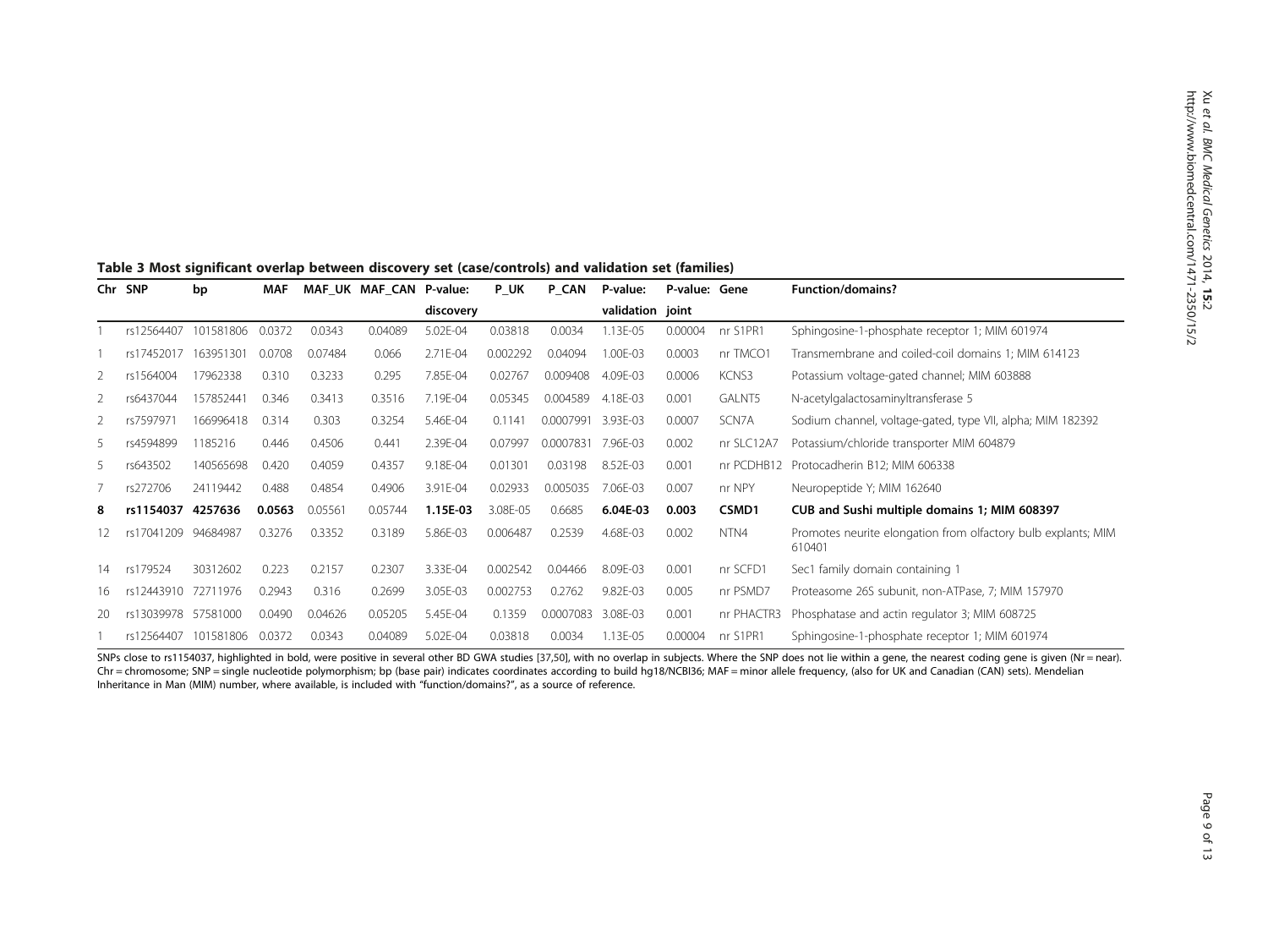**Table 3 Most significant overlap between discovery set (case/controls) and validation set (families)**

| Chr | SNP | bp | MAF | MAF_UK | MAF_CAN | P-value: discovery | P_UK | P_CAN | P-value: validation | P-value: joint | Gene | Function/domains? |
|---|---|---|---|---|---|---|---|---|---|---|---|---|
| 1 | rs12564407 | 101581806 | 0.0372 | 0.0343 | 0.04089 | 5.02E-04 | 0.03818 | 0.0034 | 1.13E-05 | 0.00004 | nr S1PR1 | Sphingosine-1-phosphate receptor 1; MIM 601974 |
| 1 | rs17452017 | 163951301 | 0.0708 | 0.07484 | 0.066 | 2.71E-04 | 0.002292 | 0.04094 | 1.00E-03 | 0.0003 | nr TMCO1 | Transmembrane and coiled-coil domains 1; MIM 614123 |
| 2 | rs1564004 | 17962338 | 0.310 | 0.3233 | 0.295 | 7.85E-04 | 0.02767 | 0.009408 | 4.09E-03 | 0.0006 | KCNS3 | Potassium voltage-gated channel; MIM 603888 |
| 2 | rs6437044 | 157852441 | 0.346 | 0.3413 | 0.3516 | 7.19E-04 | 0.05345 | 0.004589 | 4.18E-03 | 0.001 | GALNT5 | N-acetylgalactosaminyltransferase 5 |
| 2 | rs7597971 | 166996418 | 0.314 | 0.303 | 0.3254 | 5.46E-04 | 0.1141 | 0.0007991 | 3.93E-03 | 0.0007 | SCN7A | Sodium channel, voltage-gated, type VII, alpha; MIM 182392 |
| 5 | rs4594899 | 1185216 | 0.446 | 0.4506 | 0.441 | 2.39E-04 | 0.07997 | 0.0007831 | 7.96E-03 | 0.002 | nr SLC12A7 | Potassium/chloride transporter MIM 604879 |
| 5 | rs643502 | 140565698 | 0.420 | 0.4059 | 0.4357 | 9.18E-04 | 0.01301 | 0.03198 | 8.52E-03 | 0.001 | nr PCDHB12 | Protocadherin B12; MIM 606338 |
| 7 | rs272706 | 24119442 | 0.488 | 0.4854 | 0.4906 | 3.91E-04 | 0.02933 | 0.005035 | 7.06E-03 | 0.007 | nr NPY | Neuropeptide Y; MIM 162640 |
| **8** | **rs1154037** | **4257636** | **0.0563** | 0.05561 | 0.05744 | **1.15E-03** | 3.08E-05 | 0.6685 | **6.04E-03** | **0.003** | **CSMD1** | **CUB and Sushi multiple domains 1; MIM 608397** |
| 12 | rs17041209 | 94684987 | 0.3276 | 0.3352 | 0.3189 | 5.86E-03 | 0.006487 | 0.2539 | 4.68E-03 | 0.002 | NTN4 | Promotes neurite elongation from olfactory bulb explants; MIM 610401 |
| 14 | rs179524 | 30312602 | 0.223 | 0.2157 | 0.2307 | 3.33E-04 | 0.002542 | 0.04466 | 8.09E-03 | 0.001 | nr SCFD1 | Sec1 family domain containing 1 |
| 16 | rs12443910 | 72711976 | 0.2943 | 0.316 | 0.2699 | 3.05E-03 | 0.002753 | 0.2762 | 9.82E-03 | 0.005 | nr PSMD7 | Proteasome 26S subunit, non-ATPase, 7; MIM 157970 |
| 20 | rs13039978 | 57581000 | 0.0490 | 0.04626 | 0.05205 | 5.45E-04 | 0.1359 | 0.0007083 | 3.08E-03 | 0.001 | nr PHACTR3 | Phosphatase and actin regulator 3; MIM 608725 |
| 1 | rs12564407 | 101581806 | 0.0372 | 0.0343 | 0.04089 | 5.02E-04 | 0.03818 | 0.0034 | 1.13E-05 | 0.00004 | nr S1PR1 | Sphingosine-1-phosphate receptor 1; MIM 601974 |

SNPs close to rs1154037, highlighted in bold, were positive in several other BD GWA studies [37,50], with no overlap in subjects. Where the SNP does not lie within a gene, the nearest coding gene is given (Nr = near). Chr = chromosome; SNP = single nucleotide polymorphism; bp (base pair) indicates coordinates according to build hg18/NCBI36; MAF = minor allele frequency, (also for UK and Canadian (CAN) sets). Mendelian Inheritance in Man (MIM) number, where available, is included with "function/domains?", as a source of reference.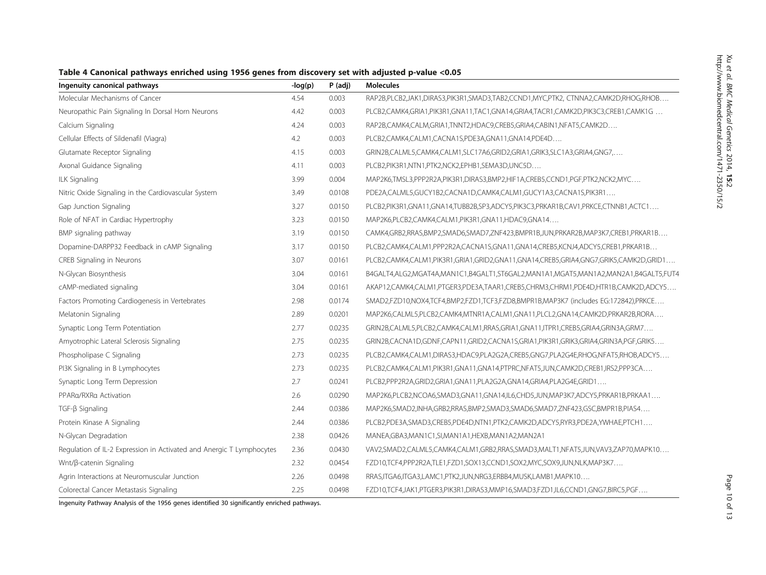**Table 4 Canonical pathways enriched using 1956 genes from discovery set with adjusted p-value <0.05**

| Ingenuity canonical pathways | -log(p) | P (adj) | Molecules |
|---|---|---|---|
| Molecular Mechanisms of Cancer | 4.54 | 0.003 | RAP2B,PLCB2,JAK1,DIRAS3,PIK3R1,SMAD3,TAB2,CCND1,MYC,PTK2, CTNNA2,CAMK2D,RHOG,RHOB…. |
| Neuropathic Pain Signaling In Dorsal Horn Neurons | 4.42 | 0.003 | PLCB2,CAMK4,GRIA1,PIK3R1,GNA11,TAC1,GNA14,GRIA4,TACR1,CAMK2D,PIK3C3,CREB1,CAMK1G … |
| Calcium Signaling | 4.24 | 0.003 | RAP2B,CAMK4,CALM,GRIA1,TNNT2,HDAC9,CREB5,GRIA4,CABIN1,NFAT5,CAMK2D…. |
| Cellular Effects of Sildenafil (Viagra) | 4.2 | 0.003 | PLCB2,CAMK4,CALM1,CACNA1S,PDE3A,GNA11,GNA14,PDE4D…. |
| Glutamate Receptor Signaling | 4.15 | 0.003 | GRIN2B,CALML5,CAMK4,CALM1,SLC17A6,GRID2,GRIA1,GRIK3,SLC1A3,GRIA4,GNG7,…. |
| Axonal Guidance Signaling | 4.11 | 0.003 | PLCB2,PIK3R1,NTN1,PTK2,NCK2,EPHB1,SEMA3D,UNC5D…. |
| ILK Signaling | 3.99 | 0.004 | MAP2K6,TMSL3,PPP2R2A,PIK3R1,DIRAS3,BMP2,HIF1A,CREB5,CCND1,PGF,PTK2,NCK2,MYC…. |
| Nitric Oxide Signaling in the Cardiovascular System | 3.49 | 0.0108 | PDE2A,CALML5,GUCY1B2,CACNA1D,CAMK4,CALM1,GUCY1A3,CACNA1S,PIK3R1…. |
| Gap Junction Signaling | 3.27 | 0.0150 | PLCB2,PIK3R1,GNA11,GNA14,TUBB2B,SP3,ADCY5,PIK3C3,PRKAR1B,CAV1,PRKCE,CTNNB1,ACTC1…. |
| Role of NFAT in Cardiac Hypertrophy | 3.23 | 0.0150 | MAP2K6,PLCB2,CAMK4,CALM1,PIK3R1,GNA11,HDAC9,GNA14…. |
| BMP signaling pathway | 3.19 | 0.0150 | CAMK4,GRB2,RRAS,BMP2,SMAD6,SMAD7,ZNF423,BMPR1B,JUN,PRKAR2B,MAP3K7,CREB1,PRKAR1B… |
| Dopamine-DARPP32 Feedback in cAMP Signaling | 3.17 | 0.0150 | PLCB2,CAMK4,CALM1,PPP2R2A,CACNA1S,GNA11,GNA14,CREB5,KCNJ4,ADCY5,CREB1,PRKAR1B… |
| CREB Signaling in Neurons | 3.07 | 0.0161 | PLCB2,CAMK4,CALM1,PIK3R1,GRIA1,GRID2,GNA11,GNA14,CREB5,GRIA4,GNG7,GRIK5,CAMK2D,GRID1…. |
| N-Glycan Biosynthesis | 3.04 | 0.0161 | B4GALT4,ALG2,MGAT4A,MAN1C1,B4GALT1,ST6GAL2,MAN1A1,MGAT5,MAN1A2,MAN2A1,B4GALT5,FUT4 |
| cAMP-mediated signaling | 3.04 | 0.0161 | AKAP12,CAMK4,CALM1,PTGER3,PDE3A,TAAR1,CREB5,CHRM3,CHRM1,PDE4D,HTR1B,CAMK2D,ADCY5…. |
| Factors Promoting Cardiogenesis in Vertebrates | 2.98 | 0.0174 | SMAD2,FZD10,NOX4,TCF4,BMP2,FZD1,TCF3,FZD8,BMPR1B,MAP3K7 (includes EG:172842),PRKCE…. |
| Melatonin Signaling | 2.89 | 0.0201 | MAP2K6,CALML5,PLCB2,CAMK4,MTNR1A,CALM1,GNA11,PLCL2,GNA14,CAMK2D,PRKAR2B,RORA…. |
| Synaptic Long Term Potentiation | 2.77 | 0.0235 | GRIN2B,CALML5,PLCB2,CAMK4,CALM1,RRAS,GRIA1,GNA11,ITPR1,CREB5,GRIA4,GRIN3A,GRM7…. |
| Amyotrophic Lateral Sclerosis Signaling | 2.75 | 0.0235 | GRIN2B,CACNA1D,GDNF,CAPN11,GRID2,CACNA1S,GRIA1,PIK3R1,GRIK3,GRIA4,GRIN3A,PGF,GRIK5…. |
| Phospholipase C Signaling | 2.73 | 0.0235 | PLCB2,CAMK4,CALM1,DIRAS3,HDAC9,PLA2G2A,CREB5,GNG7,PLA2G4E,RHOG,NFAT5,RHOB,ADCY5…. |
| PI3K Signaling in B Lymphocytes | 2.73 | 0.0235 | PLCB2,CAMK4,CALM1,PIK3R1,GNA11,GNA14,PTPRC,NFAT5,JUN,CAMK2D,CREB1,IRS2,PPP3CA…. |
| Synaptic Long Term Depression | 2.7 | 0.0241 | PLCB2,PPP2R2A,GRID2,GRIA1,GNA11,PLA2G2A,GNA14,GRIA4,PLA2G4E,GRID1…. |
| PPARα/RXRα Activation | 2.6 | 0.0290 | MAP2K6,PLCB2,NCOA6,SMAD3,GNA11,GNA14,IL6,CHD5,JUN,MAP3K7,ADCY5,PRKAR1B,PRKAA1…. |
| TGF-β Signaling | 2.44 | 0.0386 | MAP2K6,SMAD2,INHA,GRB2,RRAS,BMP2,SMAD3,SMAD6,SMAD7,ZNF423,GSC,BMPR1B,PIAS4…. |
| Protein Kinase A Signaling | 2.44 | 0.0386 | PLCB2,PDE3A,SMAD3,CREB5,PDE4D,NTN1,PTK2,CAMK2D,ADCY5,RYR3,PDE2A,YWHAE,PTCH1…. |
| N-Glycan Degradation | 2.38 | 0.0426 | MANEA,GBA3,MAN1C1,SI,MAN1A1,HEXB,MAN1A2,MAN2A1 |
| Regulation of IL-2 Expression in Activated and Anergic T Lymphocytes | 2.36 | 0.0430 | VAV2,SMAD2,CALML5,CAMK4,CALM1,GRB2,RRAS,SMAD3,MALT1,NFAT5,JUN,VAV3,ZAP70,MAPK10…. |
| Wnt/β-catenin Signaling | 2.32 | 0.0454 | FZD10,TCF4,PPP2R2A,TLE1,FZD1,SOX13,CCND1,SOX2,MYC,SOX9,JUN,NLK,MAP3K7…. |
| Agrin Interactions at Neuromuscular Junction | 2.26 | 0.0498 | RRAS,ITGA6,ITGA3,LAMC1,PTK2,JUN,NRG3,ERBB4,MUSK,LAMB1,MAPK10…. |
| Colorectal Cancer Metastasis Signaling | 2.25 | 0.0498 | FZD10,TCF4,JAK1,PTGER3,PIK3R1,DIRAS3,MMP16,SMAD3,FZD1,IL6,CCND1,GNG7,BIRC5,PGF…. |

Ingenuity Pathway Analysis of the 1956 genes identified 30 significantly enriched pathways.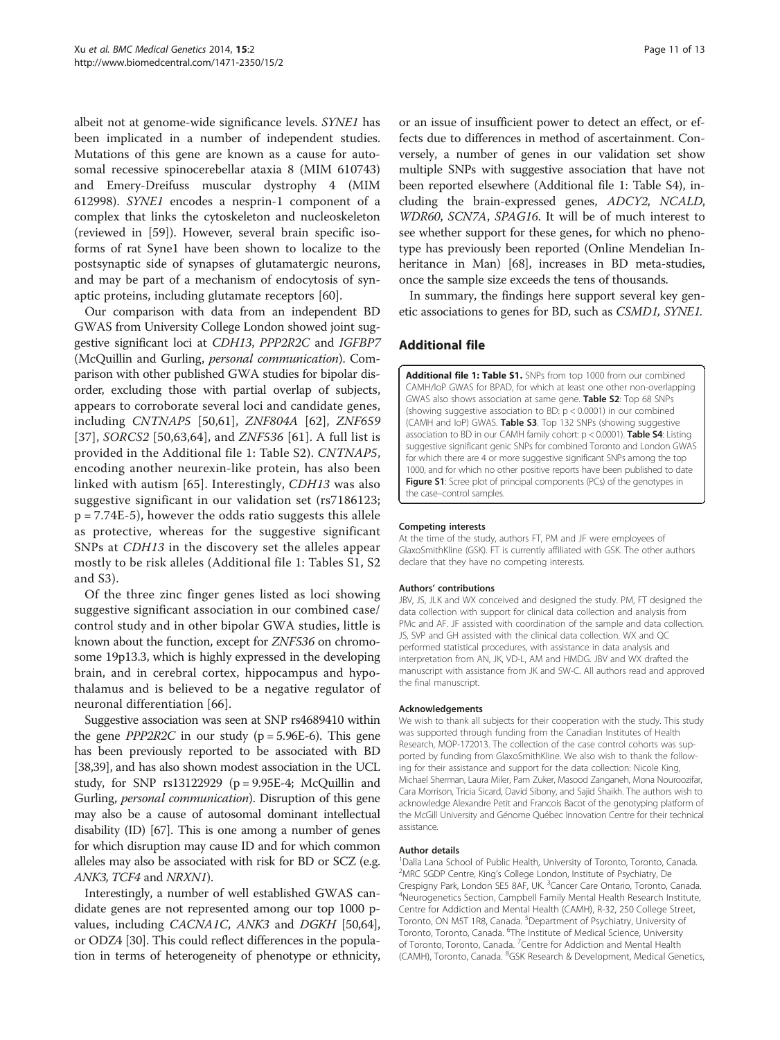albeit not at genome-wide significance levels. *SYNE1* has been implicated in a number of independent studies. Mutations of this gene are known as a cause for autosomal recessive spinocerebellar ataxia 8 (MIM 610743) and Emery-Dreifuss muscular dystrophy 4 (MIM 612998). *SYNE1* encodes a nesprin-1 component of a complex that links the cytoskeleton and nucleoskeleton (reviewed in [59]). However, several brain specific isoforms of rat Syne1 have been shown to localize to the postsynaptic side of synapses of glutamatergic neurons, and may be part of a mechanism of endocytosis of synaptic proteins, including glutamate receptors [60].

Our comparison with data from an independent BD GWAS from University College London showed joint suggestive significant loci at *CDH13*, *PPP2R2C* and *IGFBP7* (McQuillin and Gurling, *personal communication*). Comparison with other published GWA studies for bipolar disorder, excluding those with partial overlap of subjects, appears to corroborate several loci and candidate genes, including *CNTNAP5* [50,61], *ZNF804A* [62], *ZNF659* [37], *SORCS2* [50,63,64], and *ZNF536* [61]. A full list is provided in the Additional file 1: Table S2). *CNTNAP5*, encoding another neurexin-like protein, has also been linked with autism [65]. Interestingly, *CDH13* was also suggestive significant in our validation set (rs7186123; p = 7.74E-5), however the odds ratio suggests this allele as protective, whereas for the suggestive significant SNPs at *CDH13* in the discovery set the alleles appear mostly to be risk alleles (Additional file 1: Tables S1, S2 and S3).

Of the three zinc finger genes listed as loci showing suggestive significant association in our combined case/control study and in other bipolar GWA studies, little is known about the function, except for *ZNF536* on chromosome 19p13.3, which is highly expressed in the developing brain, and in cerebral cortex, hippocampus and hypothalamus and is believed to be a negative regulator of neuronal differentiation [66].

Suggestive association was seen at SNP rs4689410 within the gene *PPP2R2C* in our study (p = 5.96E-6). This gene has been previously reported to be associated with BD [38,39], and has also shown modest association in the UCL study, for SNP rs13122929 (p = 9.95E-4; McQuillin and Gurling, *personal communication*). Disruption of this gene may also be a cause of autosomal dominant intellectual disability (ID) [67]. This is one among a number of genes for which disruption may cause ID and for which common alleles may also be associated with risk for BD or SCZ (e.g. *ANK3*, *TCF4* and *NRXN1*).

Interestingly, a number of well established GWAS candidate genes are not represented among our top 1000 p-values, including *CACNA1C*, *ANK3* and *DGKH* [50,64], or ODZ4 [30]. This could reflect differences in the population in terms of heterogeneity of phenotype or ethnicity, or an issue of insufficient power to detect an effect, or effects due to differences in method of ascertainment. Conversely, a number of genes in our validation set show multiple SNPs with suggestive association that have not been reported elsewhere (Additional file 1: Table S4), including the brain-expressed genes, *ADCY2*, *NCALD*, *WDR60*, *SCN7A*, *SPAG16*. It will be of much interest to see whether support for these genes, for which no phenotype has previously been reported (Online Mendelian Inheritance in Man) [68], increases in BD meta-studies, once the sample size exceeds the tens of thousands.

In summary, the findings here support several key genetic associations to genes for BD, such as *CSMD1, SYNE1.*

## Additional file

**Additional file 1: Table S1.** SNPs from top 1000 from our combined CAMH/IoP GWAS for BPAD, for which at least one other non-overlapping GWAS also shows association at same gene. **Table S2**: Top 68 SNPs (showing suggestive association to BD: p < 0.0001) in our combined (CAMH and IoP) GWAS. **Table S3**. Top 132 SNPs (showing suggestive association to BD in our CAMH family cohort: p < 0.0001). **Table S4**: Listing suggestive significant genic SNPs for combined Toronto and London GWAS for which there are 4 or more suggestive significant SNPs among the top 1000, and for which no other positive reports have been published to date **Figure S1**: Scree plot of principal components (PCs) of the genotypes in the case–control samples.

#### Competing interests

At the time of the study, authors FT, PM and JF were employees of GlaxoSmithKline (GSK). FT is currently affiliated with GSK. The other authors declare that they have no competing interests.

#### Authors' contributions

JBV, JS, JLK and WX conceived and designed the study. PM, FT designed the data collection with support for clinical data collection and analysis from PMc and AF. JF assisted with coordination of the sample and data collection. JS, SVP and GH assisted with the clinical data collection. WX and QC performed statistical procedures, with assistance in data analysis and interpretation from AN, JK, VD-L, AM and HMDG. JBV and WX drafted the manuscript with assistance from JK and SW-C. All authors read and approved the final manuscript.

#### Acknowledgements

We wish to thank all subjects for their cooperation with the study. This study was supported through funding from the Canadian Institutes of Health Research, MOP-172013. The collection of the case control cohorts was supported by funding from GlaxoSmithKline. We also wish to thank the following for their assistance and support for the data collection: Nicole King, Michael Sherman, Laura Miler, Pam Zuker, Masood Zanganeh, Mona Nouroozifar, Cara Morrison, Tricia Sicard, David Sibony, and Sajid Shaikh. The authors wish to acknowledge Alexandre Petit and Francois Bacot of the genotyping platform of the McGill University and Génome Québec Innovation Centre for their technical assistance.

#### Author details

[1]Dalla Lana School of Public Health, University of Toronto, Toronto, Canada. [2]MRC SGDP Centre, King's College London, Institute of Psychiatry, De Crespigny Park, London SE5 8AF, UK. [3]Cancer Care Ontario, Toronto, Canada. [4]Neurogenetics Section, Campbell Family Mental Health Research Institute, Centre for Addiction and Mental Health (CAMH), R-32, 250 College Street, Toronto, ON M5T 1R8, Canada. [5]Department of Psychiatry, University of Toronto, Toronto, Canada. [6]The Institute of Medical Science, University of Toronto, Toronto, Canada. [7]Centre for Addiction and Mental Health (CAMH), Toronto, Canada. [8]GSK Research & Development, Medical Genetics,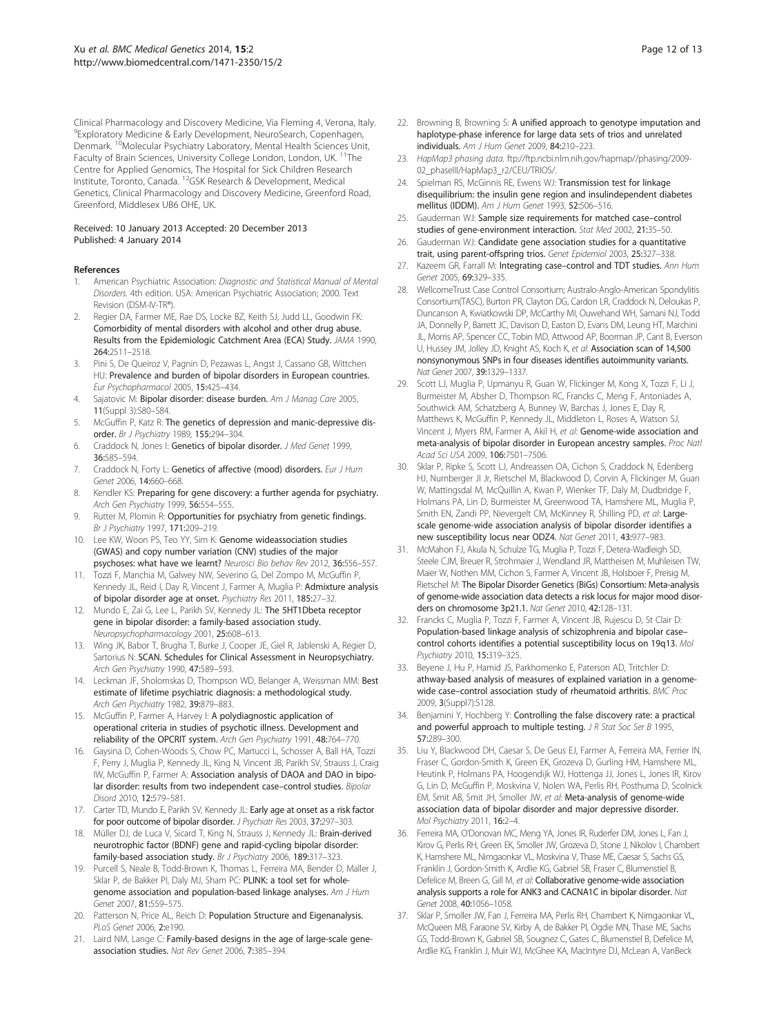Clinical Pharmacology and Discovery Medicine, Via Fleming 4, Verona, Italy. [9]Exploratory Medicine & Early Development, NeuroSearch, Copenhagen, Denmark. [10]Molecular Psychiatry Laboratory, Mental Health Sciences Unit, Faculty of Brain Sciences, University College London, London, UK. [11]The Centre for Applied Genomics, The Hospital for Sick Children Research Institute, Toronto, Canada. [12]GSK Research & Development, Medical Genetics, Clinical Pharmacology and Discovery Medicine, Greenford Road, Greenford, Middlesex UB6 OHE, UK.

Received: 10 January 2013 Accepted: 20 December 2013
Published: 4 January 2014

## References

1. American Psychiatric Association: *Diagnostic and Statistical Manual of Mental Disorders.* 4th edition. USA: American Psychiatric Association; 2000. Text Revision (DSM-IV-TR®).
2. Regier DA, Farmer ME, Rae DS, Locke BZ, Keith SJ, Judd LL, Goodwin FK: **Comorbidity of mental disorders with alcohol and other drug abuse. Results from the Epidemiologic Catchment Area (ECA) Study.** *JAMA* 1990, **264:**2511–2518.
3. Pini S, De Queiroz V, Pagnin D, Pezawas L, Angst J, Cassano GB, Wittchen HU: **Prevalence and burden of bipolar disorders in European countries.** *Eur Psychopharmacol* 2005, **15:**425–434.
4. Sajatovic M: **Bipolar disorder: disease burden.** *Am J Manag Care* 2005, **11**(Suppl 3):S80–S84.
5. McGuffin P, Katz R: **The genetics of depression and manic-depressive disorder.** *Br J Psychiatry* 1989, **155:**294–304.
6. Craddock N, Jones I: **Genetics of bipolar disorder.** *J Med Genet* 1999, **36:**585–594.
7. Craddock N, Forty L: **Genetics of affective (mood) disorders.** *Eur J Hum Genet* 2006, **14:**660–668.
8. Kendler KS: **Preparing for gene discovery: a further agenda for psychiatry.** *Arch Gen Psychiatry* 1999, **56:**554–555.
9. Rutter M, Plomin R: **Opportunities for psychiatry from genetic findings.** *Br J Psychiatry* 1997, **171:**209–219.
10. Lee KW, Woon PS, Teo YY, Sim K: **Genome wideassociation studies (GWAS) and copy number variation (CNV) studies of the major psychoses: what have we learnt?** *Neurosci Bio behav Rev* 2012, **36:**556–557.
11. Tozzi F, Manchia M, Galwey NW, Severino G, Del Zompo M, McGuffin P, Kennedy JL, Reid I, Day R, Vincent J, Farmer A, Muglia P: **Admixture analysis of bipolar disorder age at onset.** *Psychiatry Res* 2011, **185:**27–32.
12. Mundo E, Zai G, Lee L, Parikh SV, Kennedy JL: **The 5HT1Dbeta receptor gene in bipolar disorder: a family-based association study.** *Neuropsychopharmacology* 2001, **25:**608–613.
13. Wing JK, Babor T, Brugha T, Burke J, Cooper JE, Giel R, Jablenski A, Regier D, Sartorius N: **SCAN. Schedules for Clinical Assessment in Neuropsychiatry.** *Arch Gen Psychiatry* 1990, **47:**589–593.
14. Leckman JF, Sholomskas D, Thompson WD, Belanger A, Weissman MM: **Best estimate of lifetime psychiatric diagnosis: a methodological study.** *Arch Gen Psychiatry* 1982, **39:**879–883.
15. McGuffin P, Farmer A, Harvey I: **A polydiagnostic application of operational criteria in studies of psychotic illness. Development and reliability of the OPCRIT system.** *Arch Gen Psychiatry* 1991, **48:**764–770.
16. Gaysina D, Cohen-Woods S, Chow PC, Martucci L, Schosser A, Ball HA, Tozzi F, Perry J, Muglia P, Kennedy JL, King N, Vincent JB, Parikh SV, Strauss J, Craig IW, McGuffin P, Farmer A: **Association analysis of DAOA and DAO in bipolar disorder: results from two independent case–control studies.** *Bipolar Disord* 2010, **12:**579–581.
17. Carter TD, Mundo E, Parikh SV, Kennedy JL: **Early age at onset as a risk factor for poor outcome of bipolar disorder.** *J Psychiatr Res* 2003, **37:**297–303.
18. Müller DJ, de Luca V, Sicard T, King N, Strauss J, Kennedy JL: **Brain-derived neurotrophic factor (BDNF) gene and rapid-cycling bipolar disorder: family-based association study.** *Br J Psychiatry* 2006, **189:**317–323.
19. Purcell S, Neale B, Todd-Brown K, Thomas L, Ferreira MA, Bender D, Maller J, Sklar P, de Bakker PI, Daly MJ, Sham PC: **PLINK: a tool set for whole-genome association and population-based linkage analyses.** *Am J Hum Genet* 2007, **81:**559–575.
20. Patterson N, Price AL, Reich D: **Population Structure and Eigenanalysis.** *PLoS Genet* 2006, **2:**e190.
21. Laird NM, Lange C: **Family-based designs in the age of large-scale gene-association studies.** *Nat Rev Genet* 2006, **7:**385–394.
22. Browning B, Browning S: **A unified approach to genotype imputation and haplotype-phase inference for large data sets of trios and unrelated individuals.** *Am J Hum Genet* 2009, **84:**210–223.
23. *HapMap3 phasing data.* ftp://ftp.ncbi.nlm.nih.gov/hapmap//phasing/2009-02_phaseIII/HapMap3_r2/CEU/TRIOS/.
24. Spielman RS, McGinnis RE, Ewens WJ: **Transmission test for linkage disequilibrium: the insulin gene region and insulindependent diabetes mellitus (IDDM).** *Am J Hum Genet* 1993, **52:**506–516.
25. Gauderman WJ: **Sample size requirements for matched case–control studies of gene-environment interaction.** *Stat Med* 2002, **21:**35–50.
26. Gauderman WJ: **Candidate gene association studies for a quantitative trait, using parent-offspring trios.** *Genet Epidemiol* 2003, **25:**327–338.
27. Kazeem GR, Farrall M: **Integrating case–control and TDT studies.** *Ann Hum Genet* 2005, **69:**329–335.
28. WellcomeTrust Case Control Consortium; Australo-Anglo-American Spondylitis Consortium(TASC), Burton PR, Clayton DG, Cardon LR, Craddock N, Deloukas P, Duncanson A, Kwiatkowski DP, McCarthy MI, Ouwehand WH, Samani NJ, Todd JA, Donnelly P, Barrett JC, Davison D, Easton D, Evans DM, Leung HT, Marchini JL, Morris AP, Spencer CC, Tobin MD, Attwood AP, Boorman JP, Cant B, Everson U, Hussey JM, Jolley JD, Knight AS, Koch K, *et al*: **Association scan of 14,500 nonsynonymous SNPs in four diseases identifies autoimmunity variants.** *Nat Genet* 2007, **39:**1329–1337.
29. Scott LJ, Muglia P, Upmanyu R, Guan W, Flickinger M, Kong X, Tozzi F, Li J, Burmeister M, Absher D, Thompson RC, Francks C, Meng F, Antoniades A, Southwick AM, Schatzberg A, Bunney W, Barchas J, Jones E, Day R, Matthews K, McGuffin P, Kennedy JL, Middleton L, Roses A, Watson SJ, Vincent J, Myers RM, Farmer A, Akil H, *et al*: **Genome-wide association and meta-analysis of bipolar disorder in European ancestry samples.** *Proc Natl Acad Sci USA* 2009, **106:**7501–7506.
30. Sklar P, Ripke S, Scott LJ, Andreassen OA, Cichon S, Craddock N, Edenberg HJ, Nurnberger JI Jr, Rietschel M, Blackwood D, Corvin A, Flickinger M, Guan W, Mattingsdal M, McQuillin A, Kwan P, Wienker TF, Daly M, Dudbridge F, Holmans PA, Lin D, Burmeister M, Greenwood TA, Hamshere ML, Muglia P, Smith EN, Zandi PP, Nievergelt CM, McKinney R, Shilling PD, *et al*: **Large-scale genome-wide association analysis of bipolar disorder identifies a new susceptibility locus near ODZ4.** *Nat Genet* 2011, **43:**977–983.
31. McMahon FJ, Akula N, Schulze TG, Muglia P, Tozzi F, Detera-Wadleigh SD, Steele CJM, Breuer R, Strohmaier J, Wendland JR, Mattheisen M, Muhleisen TW, Maier W, Nothen MM, Cichon S, Farmer A, Vincent JB, Holsboer F, Preisig M, Rietschel M: **The Bipolar Disorder Genetics (BiGs) Consortium: Meta-analysis of genome-wide association data detects a risk locus for major mood disorders on chromosome 3p21.1.** *Nat Genet* 2010, **42:**128–131.
32. Francks C, Muglia P, Tozzi F, Farmer A, Vincent JB, Rujescu D, St Clair D: **Population-based linkage analysis of schizophrenia and bipolar case–control cohorts identifies a potential susceptibility locus on 19q13.** *Mol Psychiatry* 2010, **15:**319–325.
33. Beyene J, Hu P, Hamid JS, Parkhomenko E, Paterson AD, Tritchler D: **athway-based analysis of measures of explained variation in a genome-wide case–control association study of rheumatoid arthritis.** *BMC Proc* 2009, **3**(Suppl7):S128.
34. Benjamini Y, Hochberg Y: **Controlling the false discovery rate: a practical and powerful approach to multiple testing.** *J R Stat Soc Ser B* 1995, **57:**289–300.
35. Liu Y, Blackwood DH, Caesar S, De Geus EJ, Farmer A, Ferreira MA, Ferrier IN, Fraser C, Gordon-Smith K, Green EK, Grozeva D, Gurling HM, Hamshere ML, Heutink P, Holmans PA, Hoogendijk WJ, Hottenga JJ, Jones L, Jones IR, Kirov G, Lin D, McGuffin P, Moskvina V, Nolen WA, Perlis RH, Posthuma D, Scolnick EM, Smit AB, Smit JH, Smoller JW, *et al*: **Meta-analysis of genome-wide association data of bipolar disorder and major depressive disorder.** *Mol Psychiatry* 2011, **16:**2–4.
36. Ferreira MA, O'Donovan MC, Meng YA, Jones IR, Ruderfer DM, Jones L, Fan J, Kirov G, Perlis RH, Green EK, Smoller JW, Grozeva D, Stone J, Nikolov I, Chambert K, Hamshere ML, Nimgaonkar VL, Moskvina V, Thase ME, Caesar S, Sachs GS, Franklin J, Gordon-Smith K, Ardlie KG, Gabriel SB, Fraser C, Blumenstiel B, Defelice M, Breen G, Gill M, *et al*: **Collaborative genome-wide association analysis supports a role for ANK3 and CACNA1C in bipolar disorder.** *Nat Genet* 2008, **40:**1056–1058.
37. Sklar P, Smoller JW, Fan J, Ferreira MA, Perlis RH, Chambert K, Nimgaonkar VL, McQueen MB, Faraone SV, Kirby A, de Bakker PI, Ogdie MN, Thase ME, Sachs GS, Todd-Brown K, Gabriel SB, Sougnez C, Gates C, Blumenstiel B, Defelice M, Ardlie KG, Franklin J, Muir WJ, McGhee KA, MacIntyre DJ, McLean A, VanBeck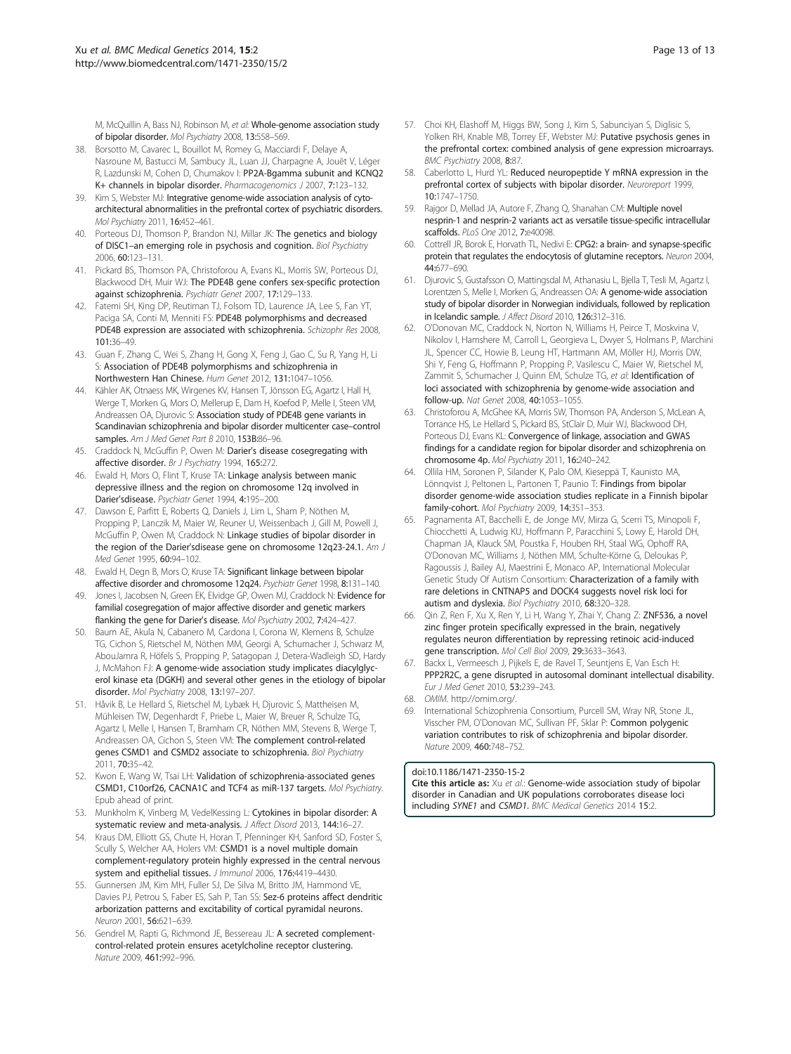M, McQuillin A, Bass NJ, Robinson M, *et al*: **Whole-genome association study of bipolar disorder.** *Mol Psychiatry* 2008, 13:558–569.

38. Borsotto M, Cavarec L, Bouillot M, Romey G, Macciardi F, Delaye A, Nasroune M, Bastucci M, Sambucy JL, Luan JJ, Charpagne A, Jouët V, Léger R, Lazdunski M, Cohen D, Chumakov I: **PP2A-Bgamma subunit and KCNQ2 K+ channels in bipolar disorder.** *Pharmacogenomics J* 2007, 7:123–132.
39. Kim S, Webster MJ: **Integrative genome-wide association analysis of cytoarchitectural abnormalities in the prefrontal cortex of psychiatric disorders.** *Mol Psychiatry* 2011, 16:452–461.
40. Porteous DJ, Thomson P, Brandon NJ, Millar JK: **The genetics and biology of DISC1–an emerging role in psychosis and cognition.** *Biol Psychiatry* 2006, 60:123–131.
41. Pickard BS, Thomson PA, Christoforou A, Evans KL, Morris SW, Porteous DJ, Blackwood DH, Muir WJ: **The PDE4B gene confers sex-specific protection against schizophrenia.** *Psychiatr Genet* 2007, 17:129–133.
42. Fatemi SH, King DP, Reutiman TJ, Folsom TD, Laurence JA, Lee S, Fan YT, Paciga SA, Conti M, Menniti FS: **PDE4B polymorphisms and decreased PDE4B expression are associated with schizophrenia.** *Schizophr Res* 2008, 101:36–49.
43. Guan F, Zhang C, Wei S, Zhang H, Gong X, Feng J, Gao C, Su R, Yang H, Li S: **Association of PDE4B polymorphisms and schizophrenia in Northwestern Han Chinese.** *Hum Genet* 2012, 131:1047–1056.
44. Kähler AK, Otnaess MK, Wirgenes KV, Hansen T, Jönsson EG, Agartz I, Hall H, Werge T, Morken G, Mors O, Mellerup E, Dam H, Koefod P, Melle I, Steen VM, Andreassen OA, Djurovic S: **Association study of PDE4B gene variants in Scandinavian schizophrenia and bipolar disorder multicenter case–control samples.** *Am J Med Genet Part B* 2010, 153B:86–96.
45. Craddock N, McGuffin P, Owen M: **Darier's disease cosegregating with affective disorder.** *Br J Psychiatry* 1994, 165:272.
46. Ewald H, Mors O, Flint T, Kruse TA: **Linkage analysis between manic depressive illness and the region on chromosome 12q involved in Darier'sdisease.** *Psychiatr Genet* 1994, 4:195–200.
47. Dawson E, Parfitt E, Roberts Q, Daniels J, Lim L, Sham P, Nöthen M, Propping P, Lanczik M, Maier W, Reuner U, Weissenbach J, Gill M, Powell J, McGuffin P, Owen M, Craddock N: **Linkage studies of bipolar disorder in the region of the Darier'sdisease gene on chromosome 12q23-24.1.** *Am J Med Genet* 1995, 60:94–102.
48. Ewald H, Degn B, Mors O, Kruse TA: **Significant linkage between bipolar affective disorder and chromosome 12q24.** *Psychiatr Genet* 1998, 8:131–140.
49. Jones I, Jacobsen N, Green EK, Elvidge GP, Owen MJ, Craddock N: **Evidence for familial cosegregation of major affective disorder and genetic markers flanking the gene for Darier's disease.** *Mol Psychiatry* 2002, 7:424–427.
50. Baum AE, Akula N, Cabanero M, Cardona I, Corona W, Klemens B, Schulze TG, Cichon S, Rietschel M, Nöthen MM, Georgi A, Schumacher J, Schwarz M, AbouJamra R, Höfels S, Propping P, Satagopan J, Detera-Wadleigh SD, Hardy J, McMahon FJ: **A genome-wide association study implicates diacylglycerol kinase eta (DGKH) and several other genes in the etiology of bipolar disorder.** *Mol Psychiatry* 2008, 13:197–207.
51. Håvik B, Le Hellard S, Rietschel M, Lybæk H, Djurovic S, Mattheisen M, Mühleisen TW, Degenhardt F, Priebe L, Maier W, Breuer R, Schulze TG, Agartz I, Melle I, Hansen T, Bramham CR, Nöthen MM, Stevens B, Werge T, Andreassen OA, Cichon S, Steen VM: **The complement control-related genes CSMD1 and CSMD2 associate to schizophrenia.** *Biol Psychiatry* 2011, 70:35–42.
52. Kwon E, Wang W, Tsai LH: **Validation of schizophrenia-associated genes CSMD1, C10orf26, CACNA1C and TCF4 as miR-137 targets.** *Mol Psychiatry*. Epub ahead of print.
53. Munkholm K, Vinberg M, VedelKessing L: **Cytokines in bipolar disorder: A systematic review and meta-analysis.** *J Affect Disord* 2013, 144:16–27.
54. Kraus DM, Elliott GS, Chute H, Horan T, Pfenninger KH, Sanford SD, Foster S, Scully S, Welcher AA, Holers VM: **CSMD1 is a novel multiple domain complement-regulatory protein highly expressed in the central nervous system and epithelial tissues.** *J Immunol* 2006, 176:4419–4430.
55. Gunnersen JM, Kim MH, Fuller SJ, De Silva M, Britto JM, Hammond VE, Davies PJ, Petrou S, Faber ES, Sah P, Tan SS: **Sez-6 proteins affect dendritic arborization patterns and excitability of cortical pyramidal neurons.** *Neuron* 2001, 56:621–639.
56. Gendrel M, Rapti G, Richmond JE, Bessereau JL: **A secreted complement-control-related protein ensures acetylcholine receptor clustering.** *Nature* 2009, 461:992–996.
57. Choi KH, Elashoff M, Higgs BW, Song J, Kim S, Sabunciyan S, Diglisic S, Yolken RH, Knable MB, Torrey EF, Webster MJ: **Putative psychosis genes in the prefrontal cortex: combined analysis of gene expression microarrays.** *BMC Psychiatry* 2008, 8:87.
58. Caberlotto L, Hurd YL: **Reduced neuropeptide Y mRNA expression in the prefrontal cortex of subjects with bipolar disorder.** *Neuroreport* 1999, 10:1747–1750.
59. Rajgor D, Mellad JA, Autore F, Zhang Q, Shanahan CM: **Multiple novel nesprin-1 and nesprin-2 variants act as versatile tissue-specific intracellular scaffolds.** *PLoS One* 2012, 7:e40098.
60. Cottrell JR, Borok E, Horvath TL, Nedivi E: **CPG2: a brain- and synapse-specific protein that regulates the endocytosis of glutamine receptors.** *Neuron* 2004, 44:677–690.
61. Djurovic S, Gustafsson O, Mattingsdal M, Athanasiu L, Bjella T, Tesli M, Agartz I, Lorentzen S, Melle I, Morken G, Andreassen OA: **A genome-wide association study of bipolar disorder in Norwegian individuals, followed by replication in Icelandic sample.** *J Affect Disord* 2010, 126:312–316.
62. O'Donovan MC, Craddock N, Norton N, Williams H, Peirce T, Moskvina V, Nikolov I, Hamshere M, Carroll L, Georgieva L, Dwyer S, Holmans P, Marchini JL, Spencer CC, Howie B, Leung HT, Hartmann AM, Möller HJ, Morris DW, Shi Y, Feng G, Hoffmann P, Propping P, Vasilescu C, Maier W, Rietschel M, Zammit S, Schumacher J, Quinn EM, Schulze TG, *et al*: **Identification of loci associated with schizophrenia by genome-wide association and follow-up.** *Nat Genet* 2008, 40:1053–1055.
63. Christoforou A, McGhee KA, Morris SW, Thomson PA, Anderson S, McLean A, Torrance HS, Le Hellard S, Pickard BS, StClair D, Muir WJ, Blackwood DH, Porteous DJ, Evans KL: **Convergence of linkage, association and GWAS findings for a candidate region for bipolar disorder and schizophrenia on chromosome 4p.** *Mol Psychiatry* 2011, 16:240–242.
64. Ollila HM, Soronen P, Silander K, Palo OM, Kieseppä T, Kaunisto MA, Lönnqvist J, Peltonen L, Partonen T, Paunio T: **Findings from bipolar disorder genome-wide association studies replicate in a Finnish bipolar family-cohort.** *Mol Psychiatry* 2009, 14:351–353.
65. Pagnamenta AT, Bacchelli E, de Jonge MV, Mirza G, Scerri TS, Minopoli F, Chiocchetti A, Ludwig KU, Hoffmann P, Paracchini S, Lowy E, Harold DH, Chapman JA, Klauck SM, Poustka F, Houben RH, Staal WG, Ophoff RA, O'Donovan MC, Williams J, Nöthen MM, Schulte-Körne G, Deloukas P, Ragoussis J, Bailey AJ, Maestrini E, Monaco AP, International Molecular Genetic Study Of Autism Consortium: **Characterization of a family with rare deletions in CNTNAP5 and DOCK4 suggests novel risk loci for autism and dyslexia.** *Biol Psychiatry* 2010, 68:320–328.
66. Qin Z, Ren F, Xu X, Ren Y, Li H, Wang Y, Zhai Y, Chang Z: **ZNF536, a novel zinc finger protein specifically expressed in the brain, negatively regulates neuron differentiation by repressing retinoic acid-induced gene transcription.** *Mol Cell Biol* 2009, 29:3633–3643.
67. Backx L, Vermeesch J, Pijkels E, de Ravel T, Seuntjens E, Van Esch H: **PPP2R2C, a gene disrupted in autosomal dominant intellectual disability.** *Eur J Med Genet* 2010, 53:239–243.
68. *OMIM*. http://omim.org/.
69. International Schizophrenia Consortium, Purcell SM, Wray NR, Stone JL, Visscher PM, O'Donovan MC, Sullivan PF, Sklar P: **Common polygenic variation contributes to risk of schizophrenia and bipolar disorder.** *Nature* 2009, 460:748–752.

doi:10.1186/1471-2350-15-2

**Cite this article as:** Xu *et al*.: Genome-wide association study of bipolar disorder in Canadian and UK populations corroborates disease loci including *SYNE1* and *CSMD1*. *BMC Medical Genetics* 2014 15:2.